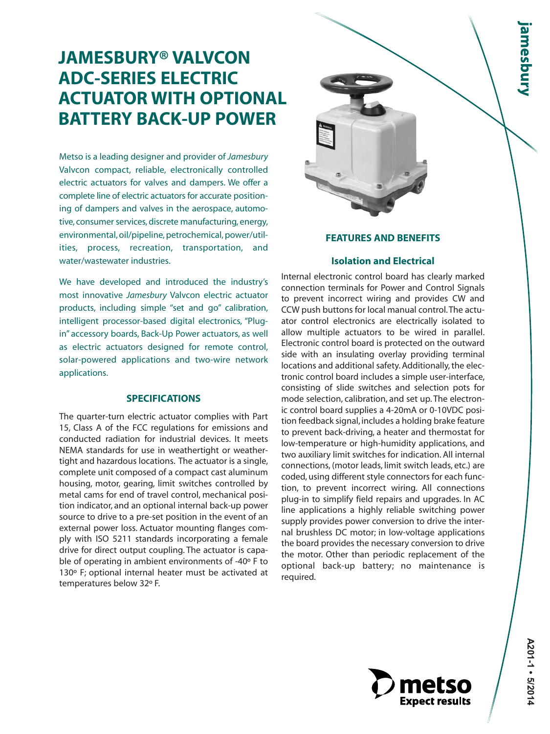# JAMESBURY® VALVCON ADC-SERIES ELECTRIC ACTUATOR WITH OPTIONAL BATTERY BACK-UP POWER

Metso is a leading designer and provider of *Jamesbury* Valvcon compact, reliable, electronically controlled electric actuators for valves and dampers. We offer a complete line of electric actuators for accurate positioning of dampers and valves in the aerospace, automotive, consumer services, discrete manufacturing, energy, environmental, oil/pipeline, petrochemical, power/utilities, process, recreation, transportation, and water/wastewater industries.

We have developed and introduced the industry's most innovative *Jamesbury* Valvcon electric actuator products, including simple "set and go" calibration, intelligent processor-based digital electronics, "Plug-in" accessory boards, Back-Up Power actuators, as well as electric actuators designed for remote control, solar-powered applications and two-wire network applications.

## SPECIFICATIONS

The quarter-turn electric actuator complies with Part 15, Class A of the FCC regulations for emissions and conducted radiation for industrial devices. It meets NEMA standards for use in weathertight or weathertight and hazardous locations. The actuator is a single, complete unit composed of a compact cast aluminum housing, motor, gearing, limit switches controlled by metal cams for end of travel control, mechanical position indicator, and an optional internal back-up power source to drive to a pre-set position in the event of an external power loss. Actuator mounting flanges comply with ISO 5211 standards incorporating a female drive for direct output coupling. The actuator is capable of operating in ambient environments of -40º F to 130º F; optional internal heater must be activated at temperatures below 32º F.

## FEATURES AND BENEFITS

### Isolation and Electrical

Internal electronic control board has clearly marked connection terminals for Power and Control Signals to prevent incorrect wiring and provides CW and CCW push buttons for local manual control. The actuator control electronics are electrically isolated to allow multiple actuators to be wired in parallel. Electronic control board is protected on the outward side with an insulating overlay providing terminal locations and additional safety. Additionally, the electronic control board includes a simple user-interface, consisting of slide switches and selection pots for mode selection, calibration, and set up. The electronic control board supplies a 4-20mA or 0-10VDC position feedback signal, includes a holding brake feature to prevent back-driving, a heater and thermostat for low-temperature or high-humidity applications, and two auxiliary limit switches for indication. All internal connections, (motor leads, limit switch leads, etc.) are coded, using different style connectors for each function, to prevent incorrect wiring. All connections plug-in to simplify field repairs and upgrades. In AC line applications a highly reliable switching power supply provides power conversion to drive the internal brushless DC motor; in low-voltage applications the board provides the necessary conversion to drive the motor. Other than periodic replacement of the optional back-up battery; no maintenance is required.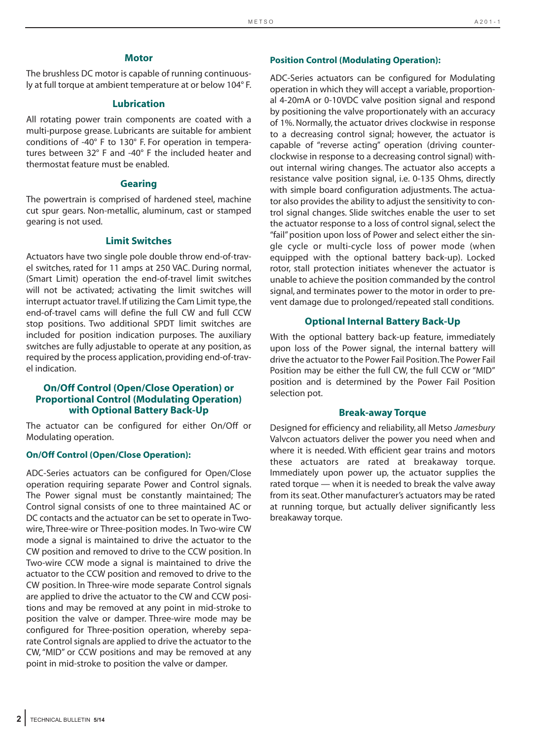## Motor

The brushless DC motor is capable of running continuously at full torque at ambient temperature at or below 104° F.

## Lubrication

All rotating power train components are coated with a multi-purpose grease. Lubricants are suitable for ambient conditions of -40° F to 130° F. For operation in temperatures between 32° F and -40° F the included heater and thermostat feature must be enabled.

## Gearing

The powertrain is comprised of hardened steel, machine cut spur gears. Non-metallic, aluminum, cast or stamped gearing is not used.

## Limit Switches

Actuators have two single pole double throw end-of-travel switches, rated for 11 amps at 250 VAC. During normal, (Smart Limit) operation the end-of-travel limit switches will not be activated; activating the limit switches will interrupt actuator travel. If utilizing the Cam Limit type, the end-of-travel cams will define the full CW and full CCW stop positions. Two additional SPDT limit switches are included for position indication purposes. The auxiliary switches are fully adjustable to operate at any position, as required by the process application, providing end-of-travel indication.

## On/Off Control (Open/Close Operation) or Proportional Control (Modulating Operation) with Optional Battery Back-Up

The actuator can be configured for either On/Off or Modulating operation.

### On/Off Control (Open/Close Operation):

ADC-Series actuators can be configured for Open/Close operation requiring separate Power and Control signals. The Power signal must be constantly maintained; The Control signal consists of one to three maintained AC or DC contacts and the actuator can be set to operate in Two-wire, Three-wire or Three-position modes. In Two-wire CW mode a signal is maintained to drive the actuator to the CW position and removed to drive to the CCW position. In Two-wire CCW mode a signal is maintained to drive the actuator to the CCW position and removed to drive to the CW position. In Three-wire mode separate Control signals are applied to drive the actuator to the CW and CCW positions and may be removed at any point in mid-stroke to position the valve or damper. Three-wire mode may be configured for Three-position operation, whereby separate Control signals are applied to drive the actuator to the CW, "MID" or CCW positions and may be removed at any point in mid-stroke to position the valve or damper.

### Position Control (Modulating Operation):

ADC-Series actuators can be configured for Modulating operation in which they will accept a variable, proportional 4-20mA or 0-10VDC valve position signal and respond by positioning the valve proportionately with an accuracy of 1%. Normally, the actuator drives clockwise in response to a decreasing control signal; however, the actuator is capable of "reverse acting" operation (driving counterclockwise in response to a decreasing control signal) without internal wiring changes. The actuator also accepts a resistance valve position signal, i.e. 0-135 Ohms, directly with simple board configuration adjustments. The actuator also provides the ability to adjust the sensitivity to control signal changes. Slide switches enable the user to set the actuator response to a loss of control signal, select the "fail" position upon loss of Power and select either the single cycle or multi-cycle loss of power mode (when equipped with the optional battery back-up). Locked rotor, stall protection initiates whenever the actuator is unable to achieve the position commanded by the control signal, and terminates power to the motor in order to prevent damage due to prolonged/repeated stall conditions.

## Optional Internal Battery Back-Up

With the optional battery back-up feature, immediately upon loss of the Power signal, the internal battery will drive the actuator to the Power Fail Position. The Power Fail Position may be either the full CW, the full CCW or "MID" position and is determined by the Power Fail Position selection pot.

## Break-away Torque

Designed for efficiency and reliability, all Metso *Jamesbury* Valvcon actuators deliver the power you need when and where it is needed. With efficient gear trains and motors these actuators are rated at breakaway torque. Immediately upon power up, the actuator supplies the rated torque — when it is needed to break the valve away from its seat. Other manufacturer's actuators may be rated at running torque, but actually deliver significantly less breakaway torque.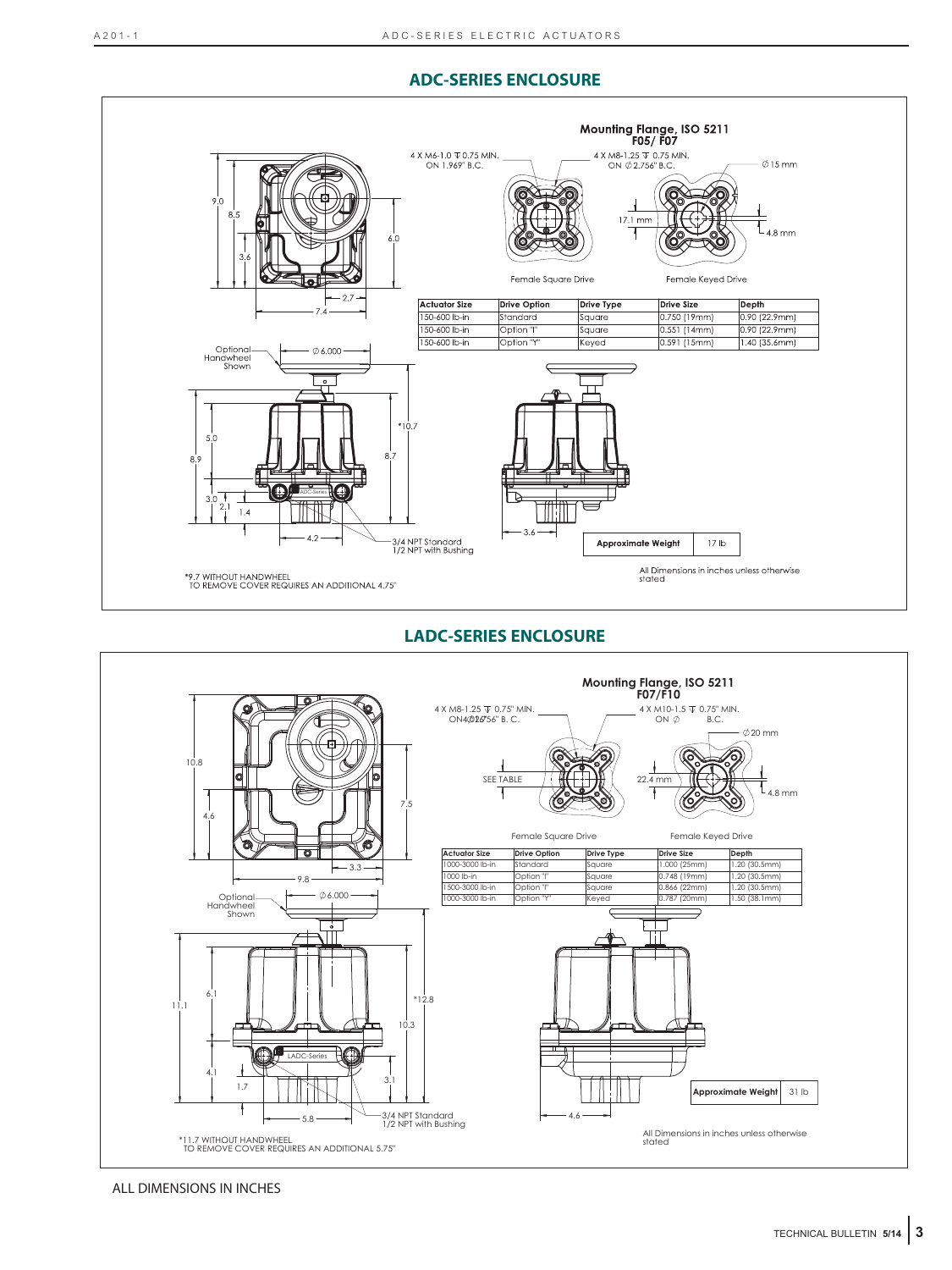## ADC-SERIES ENCLOSURE

**Mounting Flange, ISO 5211 F05/ F07**

4 X M6-1.0 ⊽ 0.75 MIN. ON 1.969" B.C.

4 X M8-1.25 ⊽ 0.75 MIN. ON ∅2.756" B.C.

∅15 mm

17.1 mm

4.8 mm

Female Square Drive

Female Keyed Drive

| Actuator Size | Drive Option | Drive Type | Drive Size | Depth |
| --- | --- | --- | --- | --- |
| 150-600 lb-in | Standard | Square | 0.750 (19mm) | 0.90 (22.9mm) |
| 150-600 lb-in | Option "I" | Square | 0.551 (14mm) | 0.90 (22.9mm) |
| 150-600 lb-in | Option "Y" | Keyed | 0.591 (15mm) | 1.40 (35.6mm) |

9.0, 8.5, 3.6, 6.0, 2.7, 7.4

Optional Handwheel Shown

∅ 6.000

5.0, 8.9, 3.0, 2.1, 1.4, *10.7, 8.7, 4.2, 3.6

ADC-Series

3/4 NPT Standard
1/2 NPT with Bushing

| Approximate Weight | 17 lb |
| --- | --- |

*9.7 WITHOUT HANDWHEEL
TO REMOVE COVER REQUIRES AN ADDITIONAL 4.75"

All Dimensions in inches unless otherwise stated

## LADC-SERIES ENCLOSURE

**Mounting Flange, ISO 5211 F07/F10**

4 X M8-1.25 ⊽ 0.75" MIN. ON ∅2.756" B. C.

4 X M10-1.5 ⊽ 0.75" MIN. ON ∅ B.C.

∅20 mm

SEE TABLE

22.4 mm

4.8 mm

Female Square Drive

Female Keyed Drive

| Actuator Size | Drive Option | Drive Type | Drive Size | Depth |
| --- | --- | --- | --- | --- |
| 1000-3000 lb-in | Standard | Square | 1.000 (25mm) | 1.20 (30.5mm) |
| 1000 lb-in | Option "I" | Square | 0.748 (19mm) | 1.20 (30.5mm) |
| 1500-3000 lb-in | Option "I" | Square | 0.866 (22mm) | 1.20 (30.5mm) |
| 1000-3000 lb-in | Option "Y" | Keyed | 0.787 (20mm) | 1.50 (38.1mm) |

10.8, 4.6, 7.5, 3.3, 9.8

Optional Handwheel Shown

∅ 6.000

6.1, 11.1, 4.1, 1.7, *12.8, 10.3, 3.1, 5.8, 4.6

LADC-Series

3/4 NPT Standard
1/2 NPT with Bushing

| Approximate Weight | 31 lb |
| --- | --- |

*11.7 WITHOUT HANDWHEEL
TO REMOVE COVER REQUIRES AN ADDITIONAL 5.75"

All Dimensions in inches unless otherwise stated

ALL DIMENSIONS IN INCHES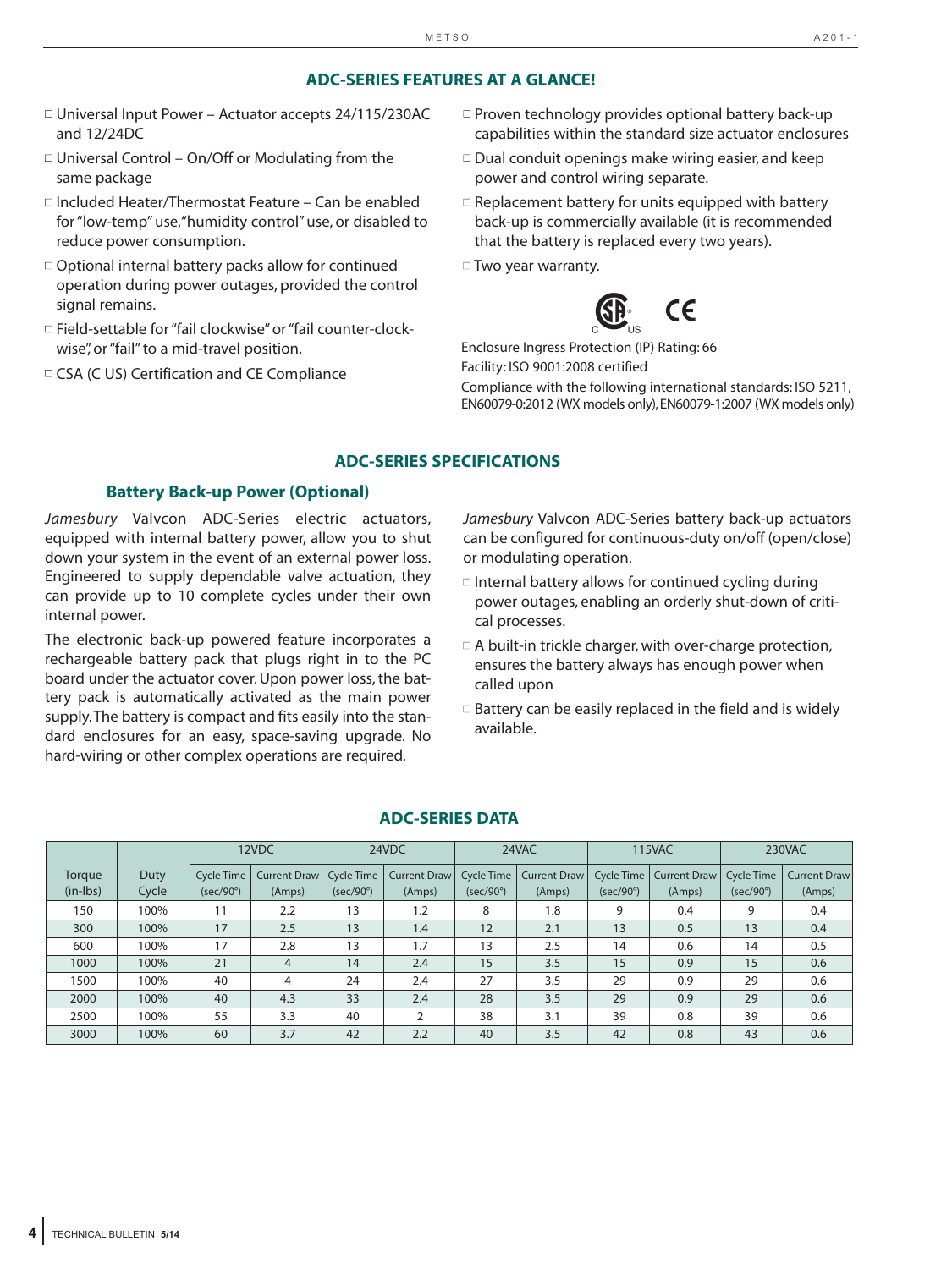## ADC-SERIES FEATURES AT A GLANCE!

- Universal Input Power – Actuator accepts 24/115/230AC and 12/24DC
- Universal Control – On/Off or Modulating from the same package
- Included Heater/Thermostat Feature – Can be enabled for "low-temp" use, "humidity control" use, or disabled to reduce power consumption.
- Optional internal battery packs allow for continued operation during power outages, provided the control signal remains.
- Field-settable for "fail clockwise" or "fail counter-clockwise", or "fail" to a mid-travel position.
- CSA (C US) Certification and CE Compliance
- Proven technology provides optional battery back-up capabilities within the standard size actuator enclosures
- Dual conduit openings make wiring easier, and keep power and control wiring separate.
- Replacement battery for units equipped with battery back-up is commercially available (it is recommended that the battery is replaced every two years).
- Two year warranty.

Enclosure Ingress Protection (IP) Rating: 66
Facility: ISO 9001:2008 certified
Compliance with the following international standards: ISO 5211, EN60079-0:2012 (WX models only), EN60079-1:2007 (WX models only)

## ADC-SERIES SPECIFICATIONS

### Battery Back-up Power (Optional)

*Jamesbury* Valvcon ADC-Series electric actuators, equipped with internal battery power, allow you to shut down your system in the event of an external power loss. Engineered to supply dependable valve actuation, they can provide up to 10 complete cycles under their own internal power.

The electronic back-up powered feature incorporates a rechargeable battery pack that plugs right in to the PC board under the actuator cover. Upon power loss, the battery pack is automatically activated as the main power supply. The battery is compact and fits easily into the standard enclosures for an easy, space-saving upgrade. No hard-wiring or other complex operations are required.

*Jamesbury* Valvcon ADC-Series battery back-up actuators can be configured for continuous-duty on/off (open/close) or modulating operation.

- Internal battery allows for continued cycling during power outages, enabling an orderly shut-down of critical processes.
- A built-in trickle charger, with over-charge protection, ensures the battery always has enough power when called upon
- Battery can be easily replaced in the field and is widely available.

## ADC-SERIES DATA

| Torque (in-lbs) | Duty Cycle | 12VDC | | 24VDC | | 24VAC | | 115VAC | | 230VAC | |
|---|---|---|---|---|---|---|---|---|---|---|---|
| | | Cycle Time (sec/90°) | Current Draw (Amps) | Cycle Time (sec/90°) | Current Draw (Amps) | Cycle Time (sec/90°) | Current Draw (Amps) | Cycle Time (sec/90°) | Current Draw (Amps) | Cycle Time (sec/90°) | Current Draw (Amps) |
| 150 | 100% | 11 | 2.2 | 13 | 1.2 | 8 | 1.8 | 9 | 0.4 | 9 | 0.4 |
| 300 | 100% | 17 | 2.5 | 13 | 1.4 | 12 | 2.1 | 13 | 0.5 | 13 | 0.4 |
| 600 | 100% | 17 | 2.8 | 13 | 1.7 | 13 | 2.5 | 14 | 0.6 | 14 | 0.5 |
| 1000 | 100% | 21 | 4 | 14 | 2.4 | 15 | 3.5 | 15 | 0.9 | 15 | 0.6 |
| 1500 | 100% | 40 | 4 | 24 | 2.4 | 27 | 3.5 | 29 | 0.9 | 29 | 0.6 |
| 2000 | 100% | 40 | 4.3 | 33 | 2.4 | 28 | 3.5 | 29 | 0.9 | 29 | 0.6 |
| 2500 | 100% | 55 | 3.3 | 40 | 2 | 38 | 3.1 | 39 | 0.8 | 39 | 0.6 |
| 3000 | 100% | 60 | 3.7 | 42 | 2.2 | 40 | 3.5 | 42 | 0.8 | 43 | 0.6 |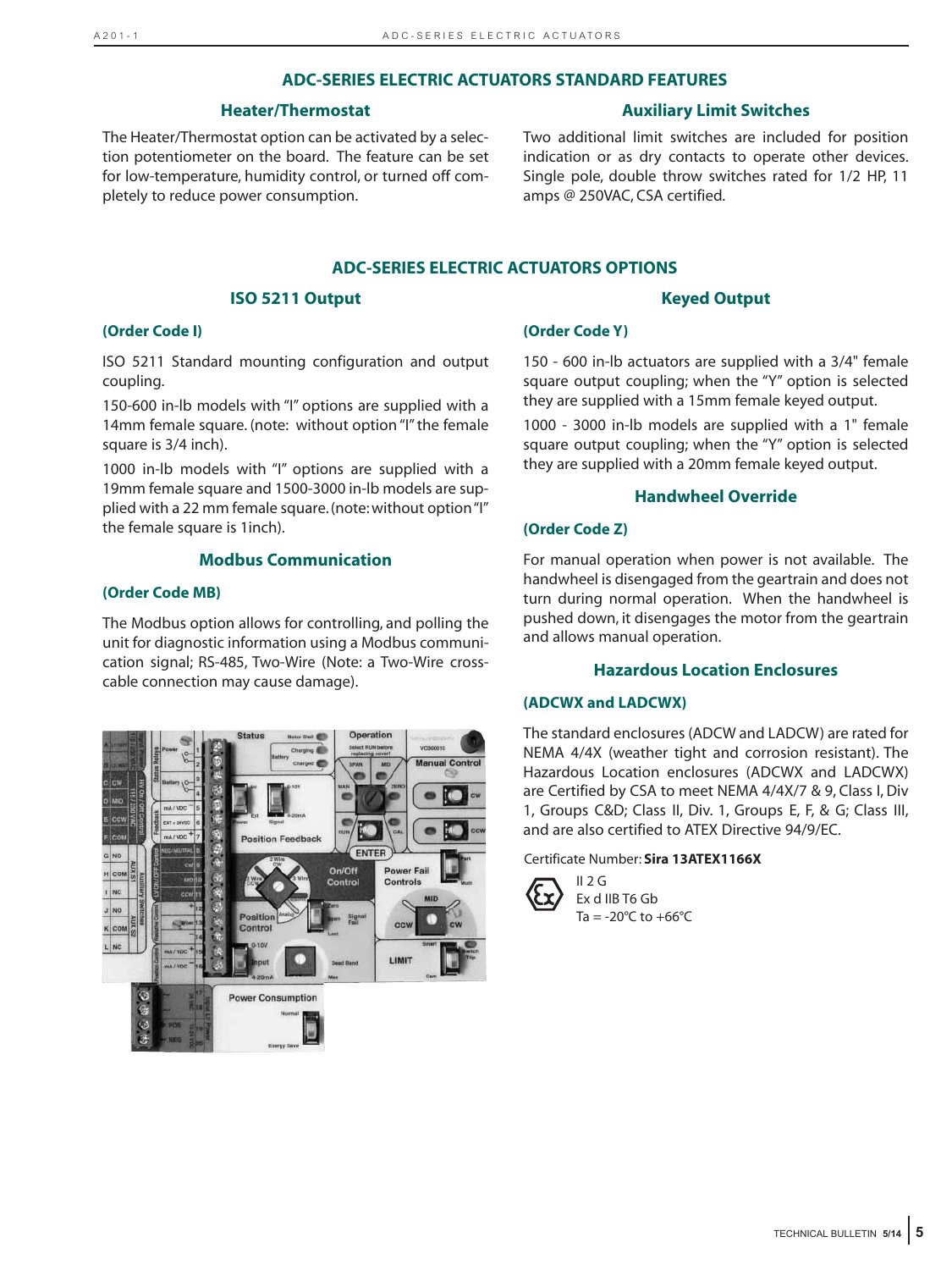## ADC-SERIES ELECTRIC ACTUATORS STANDARD FEATURES

### Heater/Thermostat

The Heater/Thermostat option can be activated by a selection potentiometer on the board. The feature can be set for low-temperature, humidity control, or turned off completely to reduce power consumption.

### Auxiliary Limit Switches

Two additional limit switches are included for position indication or as dry contacts to operate other devices. Single pole, double throw switches rated for 1/2 HP, 11 amps @ 250VAC, CSA certified.

## ADC-SERIES ELECTRIC ACTUATORS OPTIONS

### ISO 5211 Output

**(Order Code I)**

ISO 5211 Standard mounting configuration and output coupling.

150-600 in-lb models with "I" options are supplied with a 14mm female square. (note: without option "I" the female square is 3/4 inch).

1000 in-lb models with "I" options are supplied with a 19mm female square and 1500-3000 in-lb models are supplied with a 22 mm female square. (note: without option "I" the female square is 1inch).

### Modbus Communication

**(Order Code MB)**

The Modbus option allows for controlling, and polling the unit for diagnostic information using a Modbus communication signal; RS-485, Two-Wire (Note: a Two-Wire cross-cable connection may cause damage).

### Keyed Output

**(Order Code Y)**

150 - 600 in-lb actuators are supplied with a 3/4" female square output coupling; when the "Y" option is selected they are supplied with a 15mm female keyed output.

1000 - 3000 in-lb models are supplied with a 1" female square output coupling; when the "Y" option is selected they are supplied with a 20mm female keyed output.

### Handwheel Override

**(Order Code Z)**

For manual operation when power is not available. The handwheel is disengaged from the geartrain and does not turn during normal operation. When the handwheel is pushed down, it disengages the motor from the geartrain and allows manual operation.

### Hazardous Location Enclosures

**(ADCWX and LADCWX)**

The standard enclosures (ADCW and LADCW) are rated for NEMA 4/4X (weather tight and corrosion resistant). The Hazardous Location enclosures (ADCWX and LADCWX) are Certified by CSA to meet NEMA 4/4X/7 & 9, Class I, Div 1, Groups C&D; Class II, Div. 1, Groups E, F, & G; Class III, and are also certified to ATEX Directive 94/9/EC.

Certificate Number: **Sira 13ATEX1166X**

II 2 G
Ex d IIB T6 Gb
Ta = -20°C to +66°C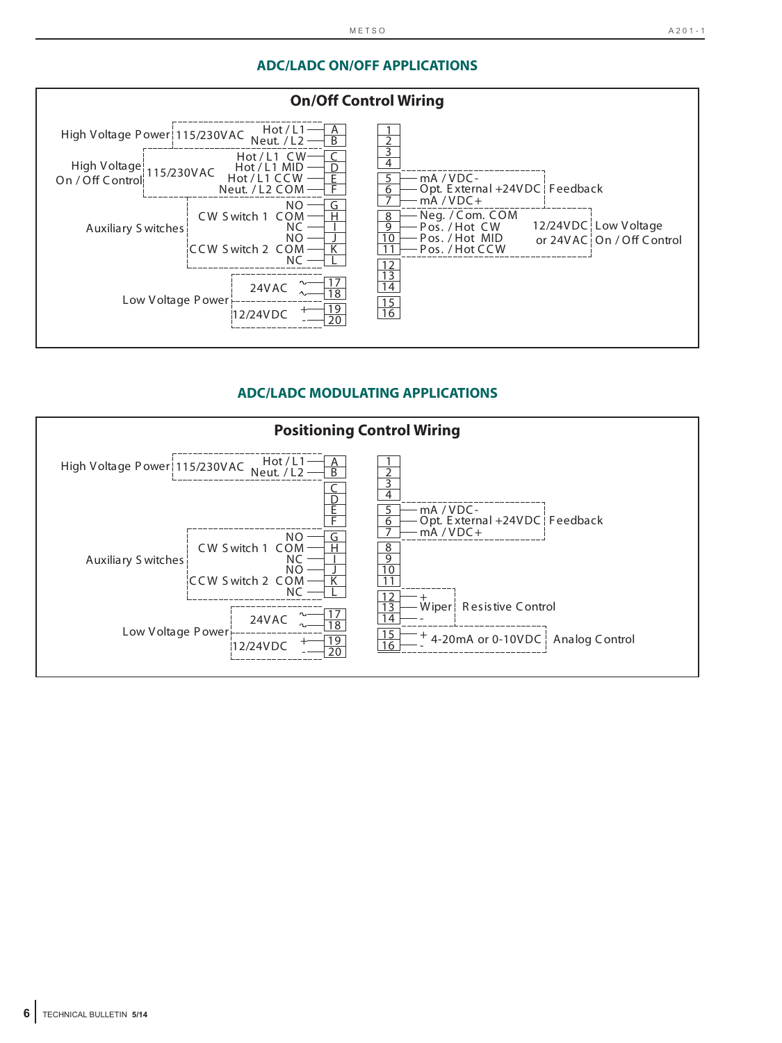## ADC/LADC ON/OFF APPLICATIONS

### On/Off Control Wiring

| Function | Voltage | Signal | Terminal |
|---|---|---|---|
| High Voltage Power | 115/230VAC | Hot / L1 | A |
| | | Neut. / L2 | B |
| High Voltage On / Off Control | 115/230VAC | Hot / L1 CW | C |
| | | Hot / L1 MID | D |
| | | Hot / L1 CCW | E |
| | | Neut. / L2 COM | F |
| Auxiliary Switches | CW Switch 1 | NO | G |
| | | COM | H |
| | | NC | I |
| | CCW Switch 2 | NO | J |
| | | COM | K |
| | | NC | L |
| Low Voltage Power | 24VAC | ~ | 17 |
| | | ~ | 18 |
| | 12/24VDC | + | 19 |
| | | - | 20 |

| Terminal | Signal | Voltage | Function |
|---|---|---|---|
| 1 | | | |
| 2 | | | |
| 3 | | | |
| 4 | | | |
| 5 | mA / VDC- | | Feedback |
| 6 | Opt. External +24VDC | | Feedback |
| 7 | mA / VDC+ | | Feedback |
| 8 | Neg. / Com. COM | 12/24VDC or 24VAC | Low Voltage On / Off Control |
| 9 | Pos. / Hot CW | | |
| 10 | Pos. / Hot MID | | |
| 11 | Pos. / Hot CCW | | |
| 12 | | | |
| 13 | | | |
| 14 | | | |
| 15 | | | |
| 16 | | | |

## ADC/LADC MODULATING APPLICATIONS

### Positioning Control Wiring

| Function | Voltage | Signal | Terminal |
|---|---|---|---|
| High Voltage Power | 115/230VAC | Hot / L1 | A |
| | | Neut. / L2 | B |
| | | | C |
| | | | D |
| | | | E |
| | | | F |
| Auxiliary Switches | CW Switch 1 | NO | G |
| | | COM | H |
| | | NC | I |
| | CCW Switch 2 | NO | J |
| | | COM | K |
| | | NC | L |
| Low Voltage Power | 24VAC | ~ | 17 |
| | | ~ | 18 |
| | 12/24VDC | + | 19 |
| | | - | 20 |

| Terminal | Signal | Function |
|---|---|---|
| 1 | | |
| 2 | | |
| 3 | | |
| 4 | | |
| 5 | mA / VDC- | Feedback |
| 6 | Opt. External +24VDC | Feedback |
| 7 | mA / VDC+ | Feedback |
| 8 | | |
| 9 | | |
| 10 | | |
| 11 | | |
| 12 | + | Resistive Control |
| 13 | Wiper | Resistive Control |
| 14 | - | Resistive Control |
| 15 | + 4-20mA or 0-10VDC | Analog Control |
| 16 | - | Analog Control |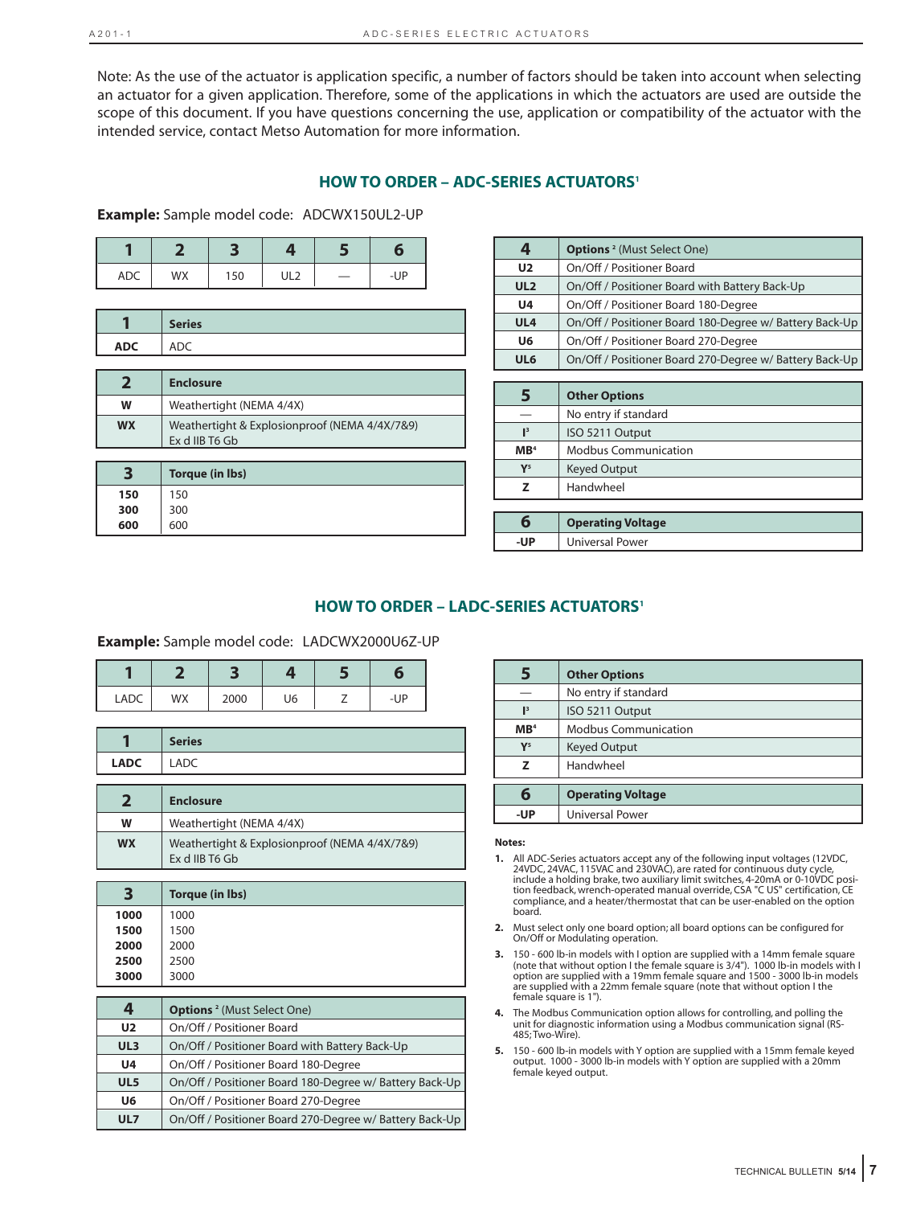Note: As the use of the actuator is application specific, a number of factors should be taken into account when selecting an actuator for a given application. Therefore, some of the applications in which the actuators are used are outside the scope of this document. If you have questions concerning the use, application or compatibility of the actuator with the intended service, contact Metso Automation for more information.

## HOW TO ORDER – ADC-SERIES ACTUATORS[1]

**Example:** Sample model code: ADCWX150UL2-UP

| 1 | 2 | 3 | 4 | 5 | 6 |
|---|---|---|---|---|---|
| ADC | WX | 150 | UL2 | — | -UP |

| 1 | Series |
|---|---|
| **ADC** | ADC |

| 2 | Enclosure |
|---|---|
| **W** | Weathertight (NEMA 4/4X) |
| **WX** | Weathertight & Explosionproof (NEMA 4/4X/7&9) Ex d IIB T6 Gb |

| 3 | Torque (in lbs) |
|---|---|
| **150** | 150 |
| **300** | 300 |
| **600** | 600 |

| 4 | Options [2] (Must Select One) |
|---|---|
| **U2** | On/Off / Positioner Board |
| **UL2** | On/Off / Positioner Board with Battery Back-Up |
| **U4** | On/Off / Positioner Board 180-Degree |
| **UL4** | On/Off / Positioner Board 180-Degree w/ Battery Back-Up |
| **U6** | On/Off / Positioner Board 270-Degree |
| **UL6** | On/Off / Positioner Board 270-Degree w/ Battery Back-Up |

| 5 | Other Options |
|---|---|
| — | No entry if standard |
| **I**[3] | ISO 5211 Output |
| **MB**[4] | Modbus Communication |
| **Y**[5] | Keyed Output |
| **Z** | Handwheel |

| 6 | Operating Voltage |
|---|---|
| **-UP** | Universal Power |

## HOW TO ORDER – LADC-SERIES ACTUATORS[1]

**Example:** Sample model code: LADCWX2000U6Z-UP

| 1 | 2 | 3 | 4 | 5 | 6 |
|---|---|---|---|---|---|
| LADC | WX | 2000 | U6 | Z | -UP |

| 1 | Series |
|---|---|
| **LADC** | LADC |

| 2 | Enclosure |
|---|---|
| **W** | Weathertight (NEMA 4/4X) |
| **WX** | Weathertight & Explosionproof (NEMA 4/4X/7&9) Ex d IIB T6 Gb |

| 3 | Torque (in lbs) |
|---|---|
| **1000** | 1000 |
| **1500** | 1500 |
| **2000** | 2000 |
| **2500** | 2500 |
| **3000** | 3000 |

| 4 | Options [2] (Must Select One) |
|---|---|
| **U2** | On/Off / Positioner Board |
| **UL3** | On/Off / Positioner Board with Battery Back-Up |
| **U4** | On/Off / Positioner Board 180-Degree |
| **UL5** | On/Off / Positioner Board 180-Degree w/ Battery Back-Up |
| **U6** | On/Off / Positioner Board 270-Degree |
| **UL7** | On/Off / Positioner Board 270-Degree w/ Battery Back-Up |

| 5 | Other Options |
|---|---|
| — | No entry if standard |
| **I**[3] | ISO 5211 Output |
| **MB**[4] | Modbus Communication |
| **Y**[5] | Keyed Output |
| **Z** | Handwheel |

| 6 | Operating Voltage |
|---|---|
| **-UP** | Universal Power |

**Notes:**

1. All ADC-Series actuators accept any of the following input voltages (12VDC, 24VDC, 24VAC, 115VAC and 230VAC), are rated for continuous duty cycle, include a holding brake, two auxiliary limit switches, 4-20mA or 0-10VDC position feedback, wrench-operated manual override, CSA "C US" certification, CE compliance, and a heater/thermostat that can be user-enabled on the option board.
2. Must select only one board option; all board options can be configured for On/Off or Modulating operation.
3. 150 - 600 lb-in models with I option are supplied with a 14mm female square (note that without option I the female square is 3/4"). 1000 lb-in models with I option are supplied with a 19mm female square and 1500 - 3000 lb-in models are supplied with a 22mm female square (note that without option I the female square is 1").
4. The Modbus Communication option allows for controlling, and polling the unit for diagnostic information using a Modbus communication signal (RS-485; Two-Wire).
5. 150 - 600 lb-in models with Y option are supplied with a 15mm female keyed output. 1000 - 3000 lb-in models with Y option are supplied with a 20mm female keyed output.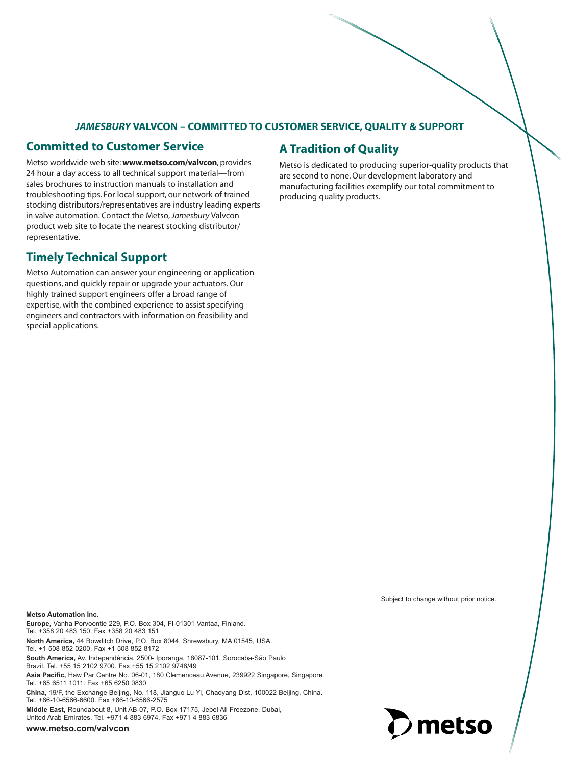***JAMESBURY* VALVCON – COMMITTED TO CUSTOMER SERVICE, QUALITY & SUPPORT**

## Committed to Customer Service

Metso worldwide web site: **www.metso.com/valvcon**, provides 24 hour a day access to all technical support material—from sales brochures to instruction manuals to installation and troubleshooting tips. For local support, our network of trained stocking distributors/representatives are industry leading experts in valve automation. Contact the Metso, *Jamesbury* Valvcon product web site to locate the nearest stocking distributor/ representative.

## Timely Technical Support

Metso Automation can answer your engineering or application questions, and quickly repair or upgrade your actuators. Our highly trained support engineers offer a broad range of expertise, with the combined experience to assist specifying engineers and contractors with information on feasibility and special applications.

## A Tradition of Quality

Metso is dedicated to producing superior-quality products that are second to none. Our development laboratory and manufacturing facilities exemplify our total commitment to producing quality products.

Subject to change without prior notice.

**Metso Automation Inc.**

**Europe,** Vanha Porvoontie 229, P.O. Box 304, FI-01301 Vantaa, Finland.
Tel. +358 20 483 150. Fax +358 20 483 151

**North America,** 44 Bowditch Drive, P.O. Box 8044, Shrewsbury, MA 01545, USA.
Tel. +1 508 852 0200. Fax +1 508 852 8172

**South America,** Av. Independéncia, 2500- Iporanga, 18087-101, Sorocaba-São Paulo
Brazil. Tel. +55 15 2102 9700. Fax +55 15 2102 9748/49

**Asia Pacific,** Haw Par Centre No. 06-01, 180 Clemenceau Avenue, 239922 Singapore, Singapore.
Tel. +65 6511 1011. Fax +65 6250 0830

**China,** 19/F, the Exchange Beijing, No. 118, Jianguo Lu Yi, Chaoyang Dist, 100022 Beijing, China.
Tel. +86-10-6566-6600. Fax +86-10-6566-2575

**Middle East,** Roundabout 8, Unit AB-07, P.O. Box 17175, Jebel Ali Freezone, Dubai,
United Arab Emirates. Tel. +971 4 883 6974. Fax +971 4 883 6836

**www.metso.com/valvcon**

metso